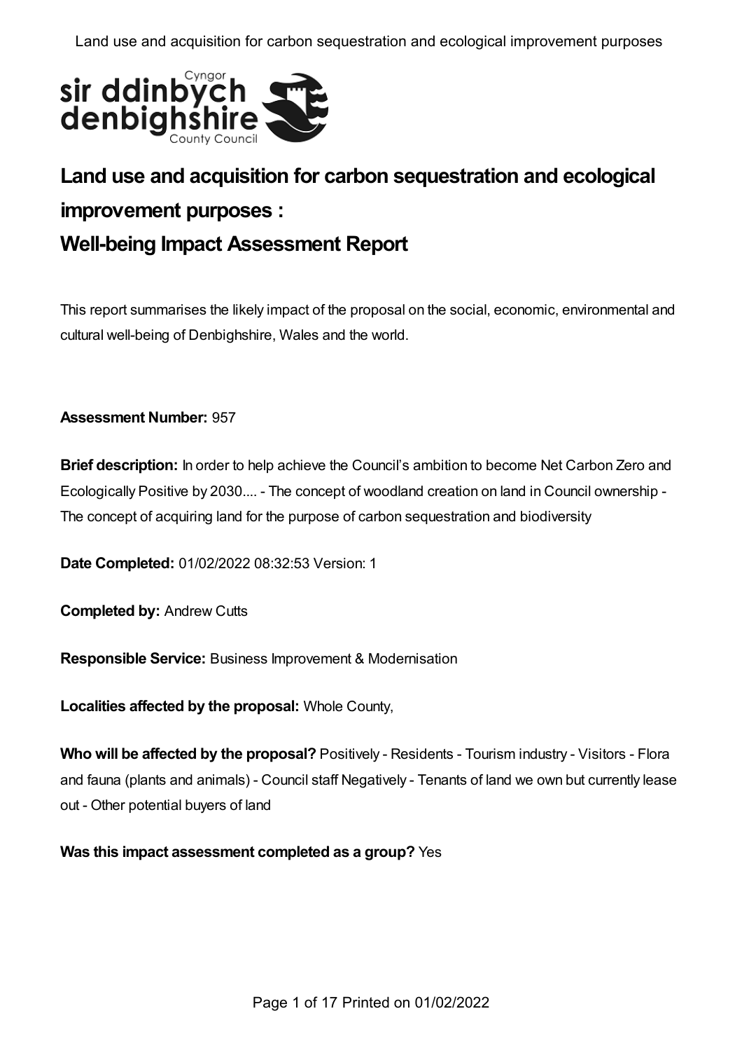# Land use and acquisition for carbon sequestration and ecological improvement purposes :

# Well-being Impact Assessment Report

This report summarises the likely impact of the proposal on the social, economic, environmental and cultural well-being of Denbighshire, Wales and the world.

**Assessment Number:** 957

**Brief description:** In order to help achieve the Council's ambition to become Net Carbon Zero and Ecologically Positive by 2030.... - The concept of woodland creation on land in Council ownership - The concept of acquiring land for the purpose of carbon sequestration and biodiversity

**Date Completed:** 01/02/2022 08:32:53 Version: 1

**Completed by:** Andrew Cutts

**Responsible Service:** Business Improvement & Modernisation

**Localities affected by the proposal:** Whole County,

**Who will be affected by the proposal?** Positively - Residents - Tourism industry - Visitors - Flora and fauna (plants and animals) - Council staff Negatively - Tenants of land we own but currently lease out - Other potential buyers of land

**Was this impact assessment completed as a group?** Yes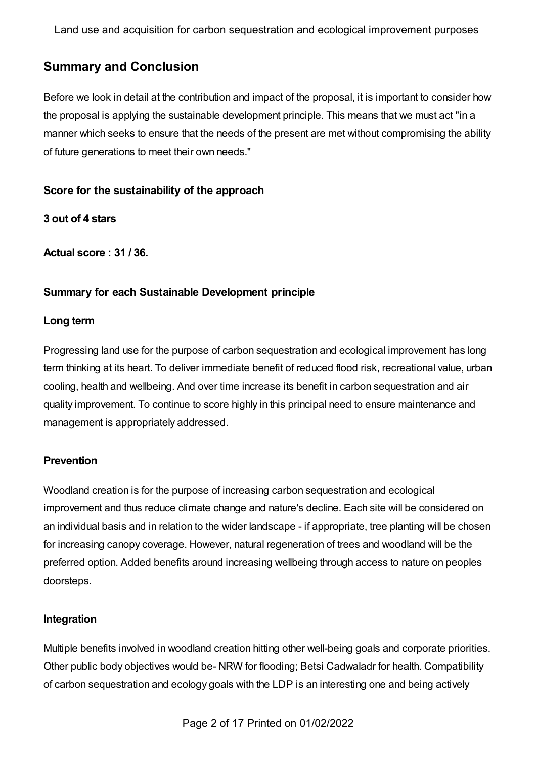## Summary and Conclusion

Before we look in detail at the contribution and impact of the proposal, it is important to consider how the proposal is applying the sustainable development principle. This means that we must act "in a manner which seeks to ensure that the needs of the present are met without compromising the ability of future generations to meet their own needs."

### Score for the sustainability of the approach

**3 out of 4 stars**

**Actual score : 31 / 36.**

### Summary for each Sustainable Development principle

#### Long term

Progressing land use for the purpose of carbon sequestration and ecological improvement has long term thinking at its heart. To deliver immediate benefit of reduced flood risk, recreational value, urban cooling, health and wellbeing. And over time increase its benefit in carbon sequestration and air quality improvement. To continue to score highly in this principal need to ensure maintenance and management is appropriately addressed.

#### Prevention

Woodland creation is for the purpose of increasing carbon sequestration and ecological improvement and thus reduce climate change and nature's decline. Each site will be considered on an individual basis and in relation to the wider landscape - if appropriate, tree planting will be chosen for increasing canopy coverage. However, natural regeneration of trees and woodland will be the preferred option. Added benefits around increasing wellbeing through access to nature on peoples doorsteps.

#### Integration

Multiple benefits involved in woodland creation hitting other well-being goals and corporate priorities. Other public body objectives would be- NRW for flooding; Betsi Cadwaladr for health. Compatibility of carbon sequestration and ecology goals with the LDP is an interesting one and being actively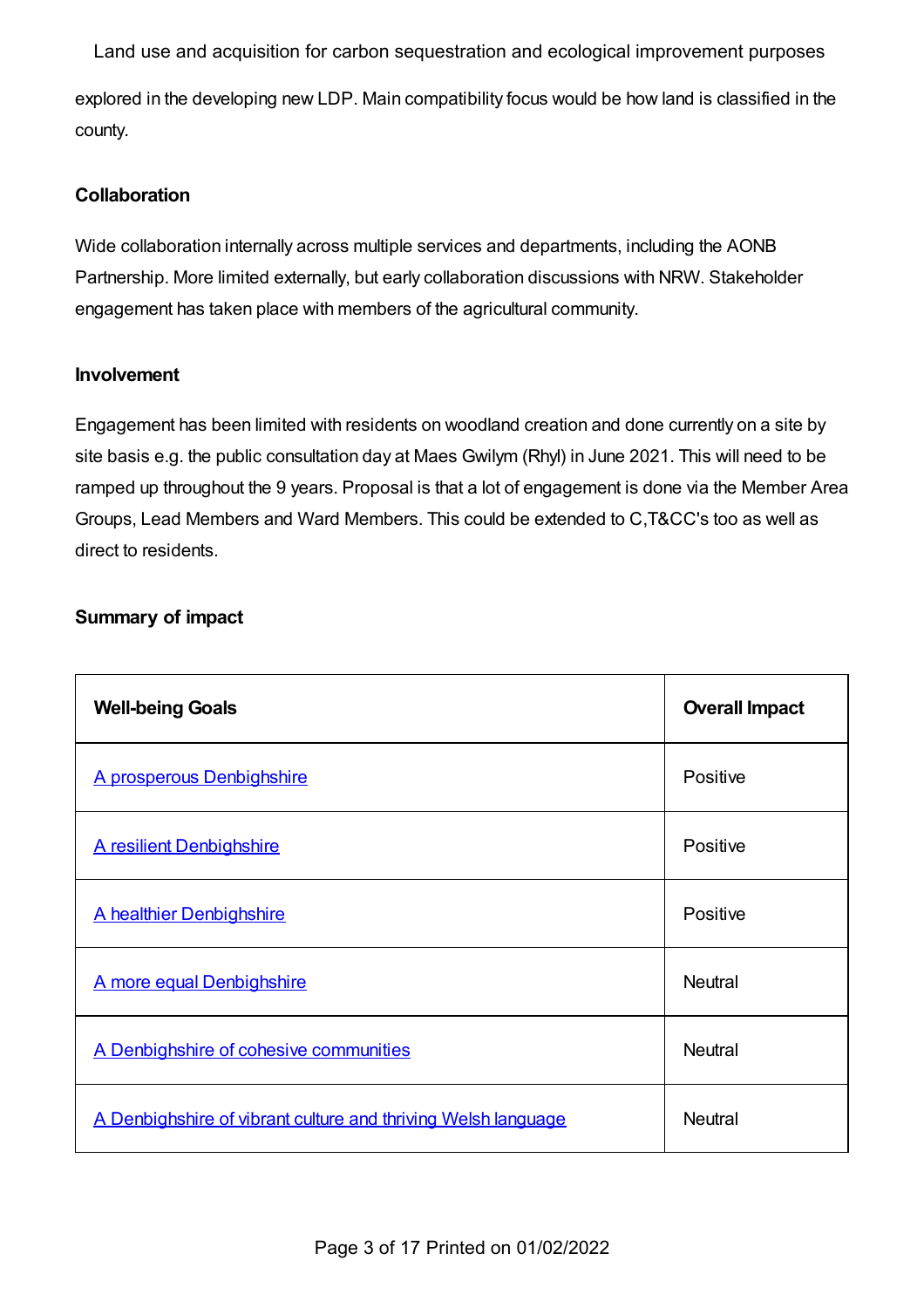Land use and acquisition for carbon sequestration and ecological improvement purposes explored in the developing new LDP. Main compatibility focus would be how land is classified in the county.

### Collaboration

Wide collaboration internally across multiple services and departments, including the AONB Partnership. More limited externally, but early collaboration discussions with NRW. Stakeholder engagement has taken place with members of the agricultural community.

### Involvement

Engagement has been limited with residents on woodland creation and done currently on a site by site basis e.g. the public consultation day at Maes Gwilym (Rhyl) in June 2021. This will need to be ramped up throughout the 9 years. Proposal is that a lot of engagement is done via the Member Area Groups, Lead Members and Ward Members. This could be extended to C,T&CC's too as well as direct to residents.

### Summary of impact

| Well-being Goals | Overall Impact |
| --- | --- |
| A prosperous Denbighshire | Positive |
| A resilient Denbighshire | Positive |
| A healthier Denbighshire | Positive |
| A more equal Denbighshire | Neutral |
| A Denbighshire of cohesive communities | Neutral |
| A Denbighshire of vibrant culture and thriving Welsh language | Neutral |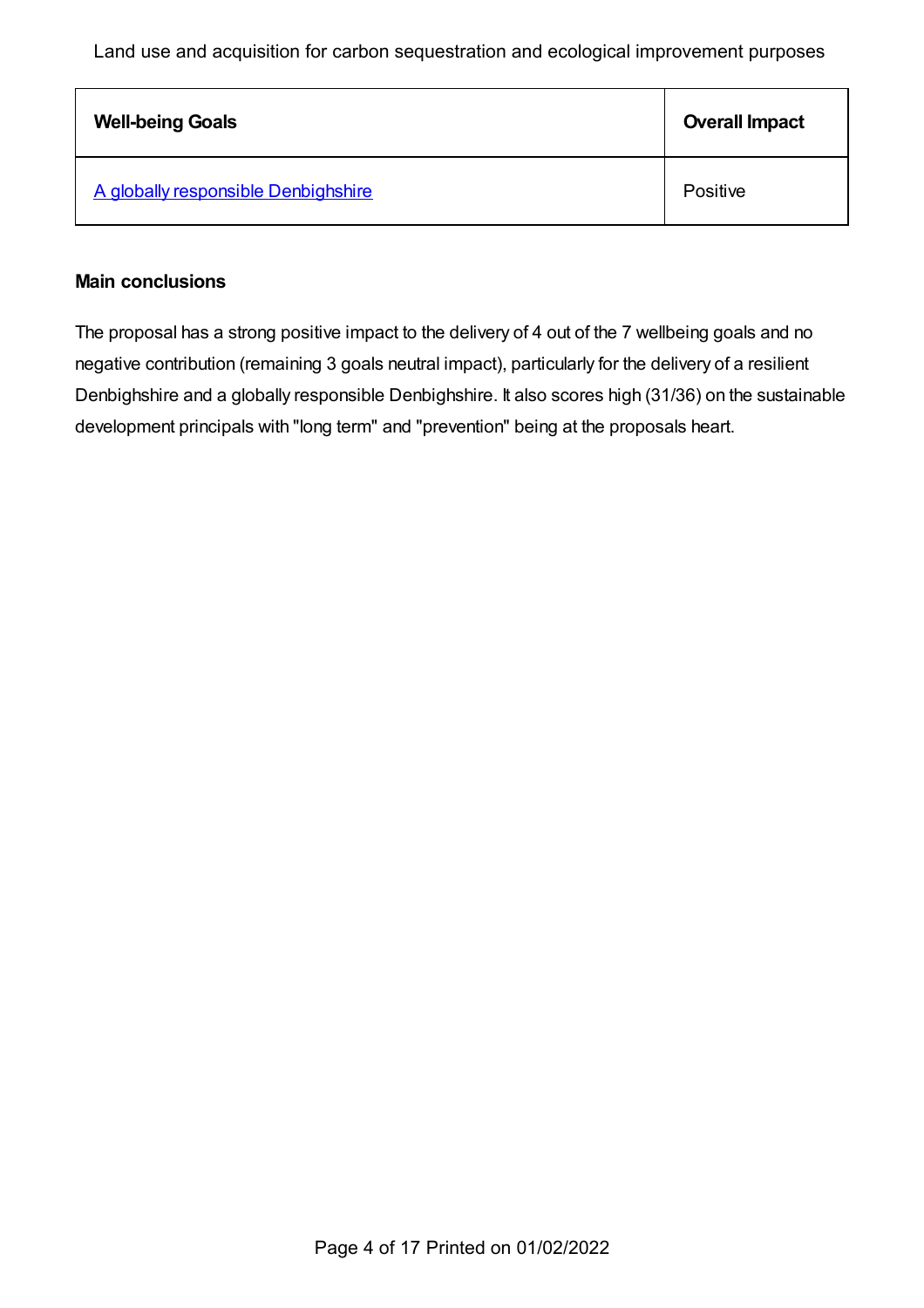Land use and acquisition for carbon sequestration and ecological improvement purposes

| Well-being Goals | Overall Impact |
| --- | --- |
| A globally responsible Denbighshire | Positive |

**Main conclusions**

The proposal has a strong positive impact to the delivery of 4 out of the 7 wellbeing goals and no negative contribution (remaining 3 goals neutral impact), particularly for the delivery of a resilient Denbighshire and a globally responsible Denbighshire. It also scores high (31/36) on the sustainable development principals with "long term" and "prevention" being at the proposals heart.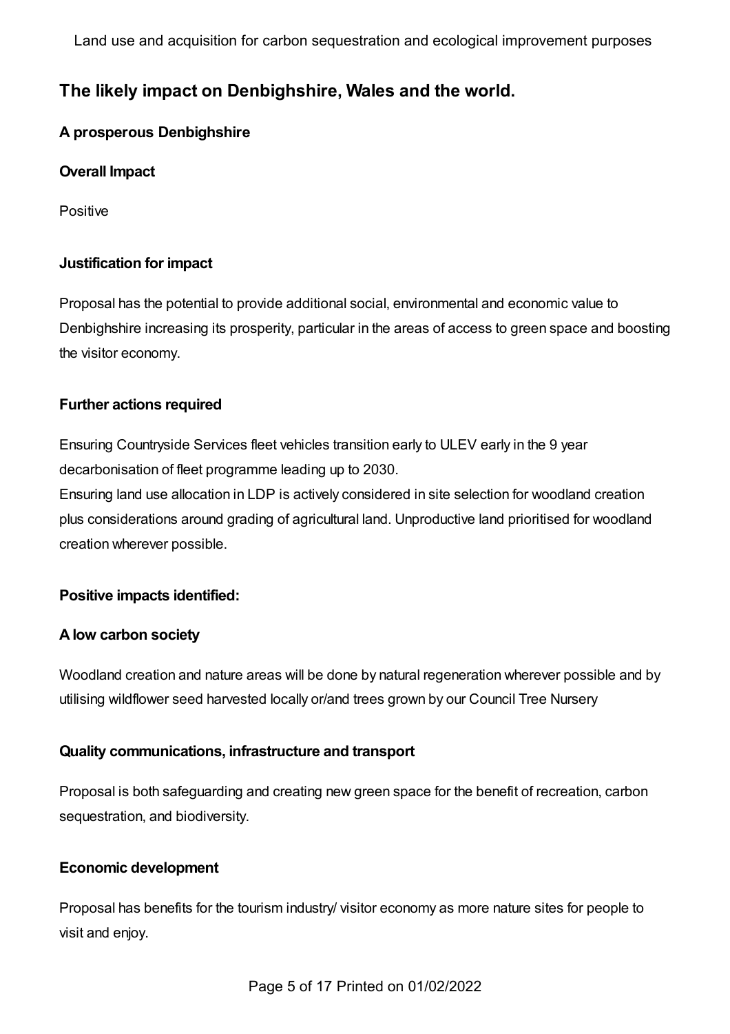## The likely impact on Denbighshire, Wales and the world.

### A prosperous Denbighshire

#### Overall Impact

Positive

#### Justification for impact

Proposal has the potential to provide additional social, environmental and economic value to Denbighshire increasing its prosperity, particular in the areas of access to green space and boosting the visitor economy.

#### Further actions required

Ensuring Countryside Services fleet vehicles transition early to ULEV early in the 9 year decarbonisation of fleet programme leading up to 2030.
Ensuring land use allocation in LDP is actively considered in site selection for woodland creation plus considerations around grading of agricultural land. Unproductive land prioritised for woodland creation wherever possible.

#### Positive impacts identified:

#### A low carbon society

Woodland creation and nature areas will be done by natural regeneration wherever possible and by utilising wildflower seed harvested locally or/and trees grown by our Council Tree Nursery

#### Quality communications, infrastructure and transport

Proposal is both safeguarding and creating new green space for the benefit of recreation, carbon sequestration, and biodiversity.

#### Economic development

Proposal has benefits for the tourism industry/ visitor economy as more nature sites for people to visit and enjoy.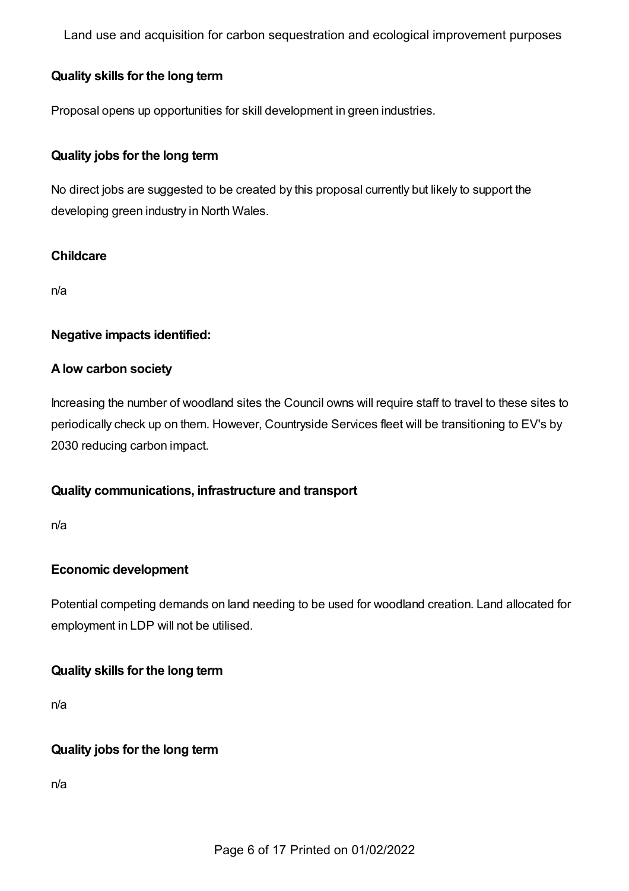### Quality skills for the long term

Proposal opens up opportunities for skill development in green industries.

### Quality jobs for the long term

No direct jobs are suggested to be created by this proposal currently but likely to support the developing green industry in North Wales.

### Childcare

n/a

### Negative impacts identified:

### A low carbon society

Increasing the number of woodland sites the Council owns will require staff to travel to these sites to periodically check up on them. However, Countryside Services fleet will be transitioning to EV's by 2030 reducing carbon impact.

### Quality communications, infrastructure and transport

n/a

### Economic development

Potential competing demands on land needing to be used for woodland creation. Land allocated for employment in LDP will not be utilised.

### Quality skills for the long term

n/a

### Quality jobs for the long term

n/a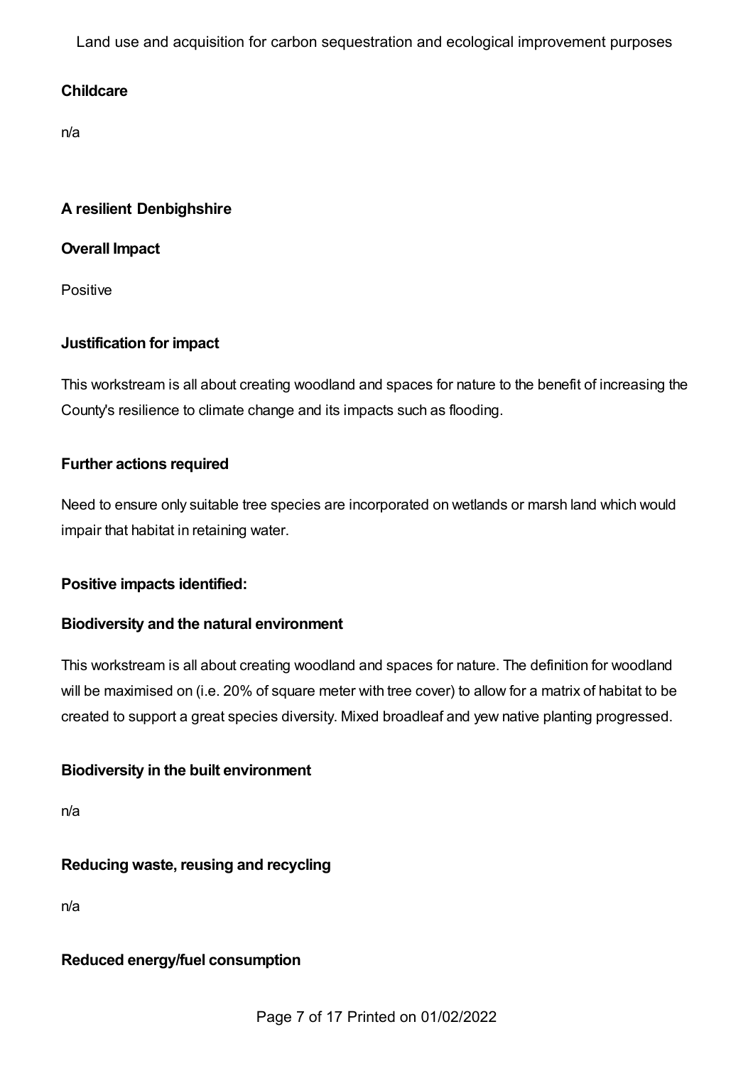**Childcare**

n/a

**A resilient Denbighshire**

**Overall Impact**

Positive

**Justification for impact**

This workstream is all about creating woodland and spaces for nature to the benefit of increasing the County's resilience to climate change and its impacts such as flooding.

**Further actions required**

Need to ensure only suitable tree species are incorporated on wetlands or marsh land which would impair that habitat in retaining water.

**Positive impacts identified:**

**Biodiversity and the natural environment**

This workstream is all about creating woodland and spaces for nature. The definition for woodland will be maximised on (i.e. 20% of square meter with tree cover) to allow for a matrix of habitat to be created to support a great species diversity. Mixed broadleaf and yew native planting progressed.

**Biodiversity in the built environment**

n/a

**Reducing waste, reusing and recycling**

n/a

**Reduced energy/fuel consumption**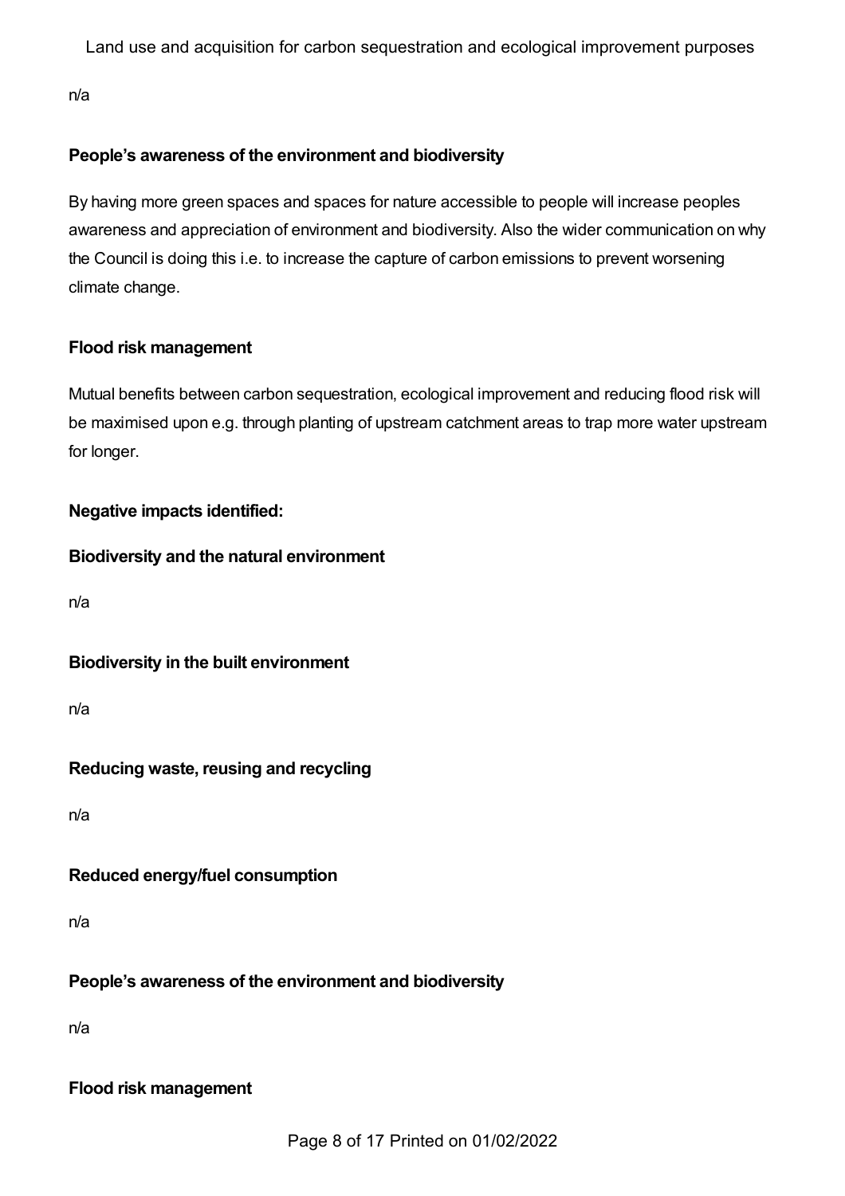n/a

**People's awareness of the environment and biodiversity**

By having more green spaces and spaces for nature accessible to people will increase peoples awareness and appreciation of environment and biodiversity. Also the wider communication on why the Council is doing this i.e. to increase the capture of carbon emissions to prevent worsening climate change.

**Flood risk management**

Mutual benefits between carbon sequestration, ecological improvement and reducing flood risk will be maximised upon e.g. through planting of upstream catchment areas to trap more water upstream for longer.

**Negative impacts identified:**

**Biodiversity and the natural environment**

n/a

**Biodiversity in the built environment**

n/a

**Reducing waste, reusing and recycling**

n/a

**Reduced energy/fuel consumption**

n/a

**People's awareness of the environment and biodiversity**

n/a

**Flood risk management**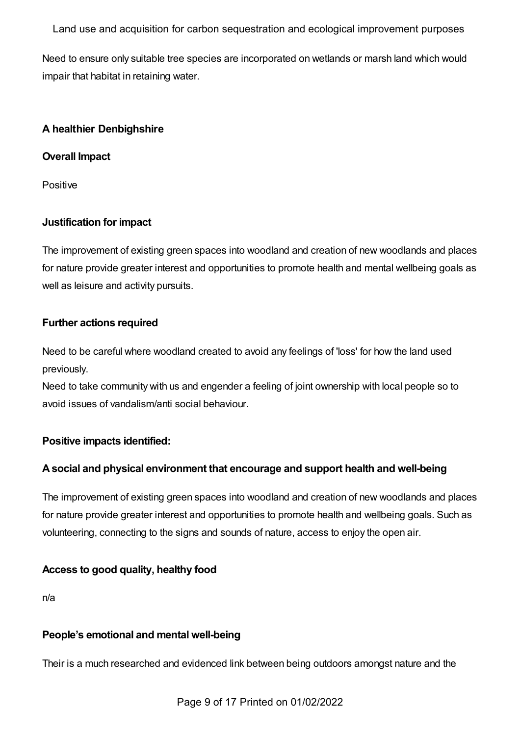Land use and acquisition for carbon sequestration and ecological improvement purposes

Need to ensure only suitable tree species are incorporated on wetlands or marsh land which would impair that habitat in retaining water.

**A healthier Denbighshire**

**Overall Impact**

Positive

**Justification for impact**

The improvement of existing green spaces into woodland and creation of new woodlands and places for nature provide greater interest and opportunities to promote health and mental wellbeing goals as well as leisure and activity pursuits.

**Further actions required**

Need to be careful where woodland created to avoid any feelings of 'loss' for how the land used previously.
Need to take community with us and engender a feeling of joint ownership with local people so to avoid issues of vandalism/anti social behaviour.

**Positive impacts identified:**

**A social and physical environment that encourage and support health and well-being**

The improvement of existing green spaces into woodland and creation of new woodlands and places for nature provide greater interest and opportunities to promote health and wellbeing goals. Such as volunteering, connecting to the signs and sounds of nature, access to enjoy the open air.

**Access to good quality, healthy food**

n/a

**People's emotional and mental well-being**

Their is a much researched and evidenced link between being outdoors amongst nature and the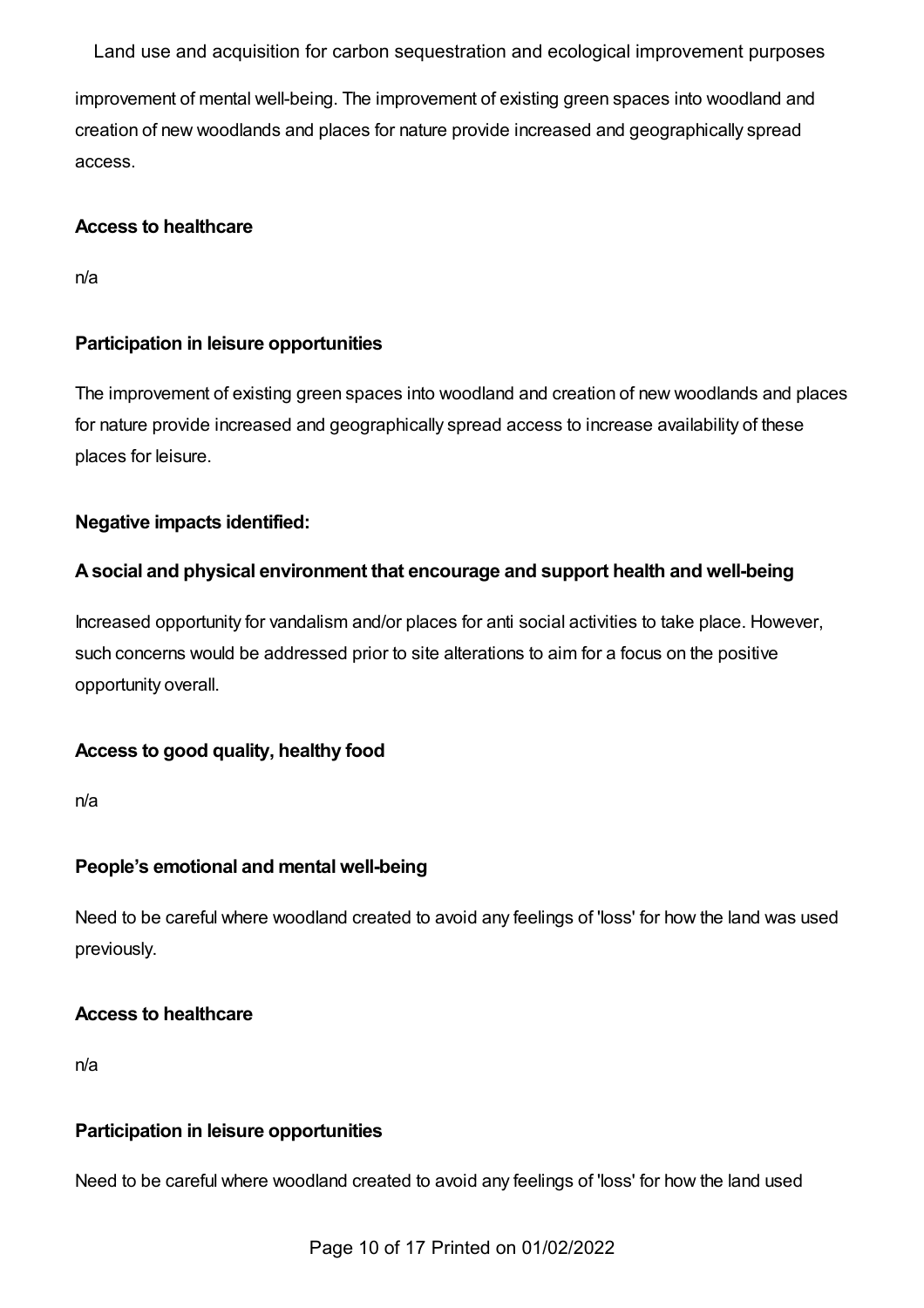improvement of mental well-being. The improvement of existing green spaces into woodland and creation of new woodlands and places for nature provide increased and geographically spread access.

**Access to healthcare**

n/a

**Participation in leisure opportunities**

The improvement of existing green spaces into woodland and creation of new woodlands and places for nature provide increased and geographically spread access to increase availability of these places for leisure.

**Negative impacts identified:**

**A social and physical environment that encourage and support health and well-being**

Increased opportunity for vandalism and/or places for anti social activities to take place. However, such concerns would be addressed prior to site alterations to aim for a focus on the positive opportunity overall.

**Access to good quality, healthy food**

n/a

**People's emotional and mental well-being**

Need to be careful where woodland created to avoid any feelings of 'loss' for how the land was used previously.

**Access to healthcare**

n/a

**Participation in leisure opportunities**

Need to be careful where woodland created to avoid any feelings of 'loss' for how the land used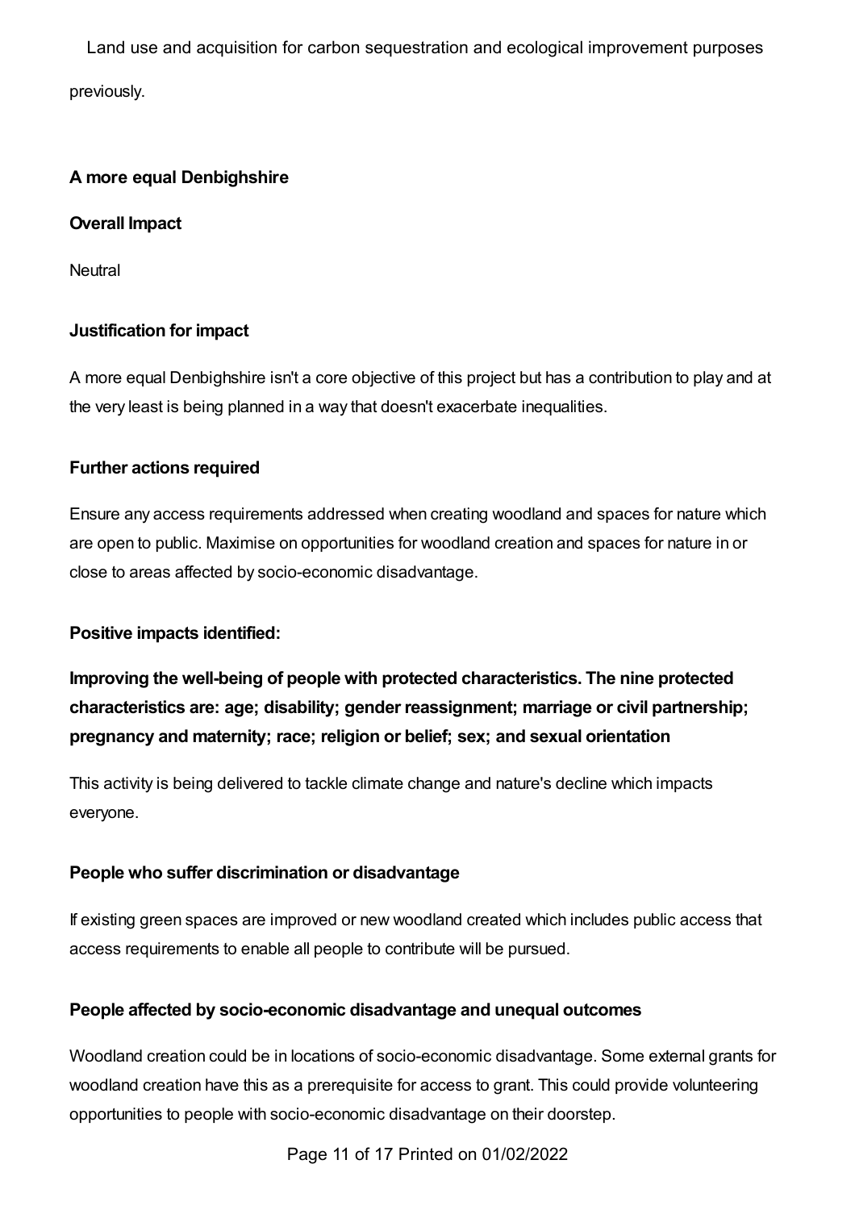Land use and acquisition for carbon sequestration and ecological improvement purposes previously.

**A more equal Denbighshire**

**Overall Impact**

Neutral

**Justification for impact**

A more equal Denbighshire isn't a core objective of this project but has a contribution to play and at the very least is being planned in a way that doesn't exacerbate inequalities.

**Further actions required**

Ensure any access requirements addressed when creating woodland and spaces for nature which are open to public. Maximise on opportunities for woodland creation and spaces for nature in or close to areas affected by socio-economic disadvantage.

**Positive impacts identified:**

**Improving the well-being of people with protected characteristics. The nine protected characteristics are: age; disability; gender reassignment; marriage or civil partnership; pregnancy and maternity; race; religion or belief; sex; and sexual orientation**

This activity is being delivered to tackle climate change and nature's decline which impacts everyone.

**People who suffer discrimination or disadvantage**

If existing green spaces are improved or new woodland created which includes public access that access requirements to enable all people to contribute will be pursued.

**People affected by socio-economic disadvantage and unequal outcomes**

Woodland creation could be in locations of socio-economic disadvantage. Some external grants for woodland creation have this as a prerequisite for access to grant. This could provide volunteering opportunities to people with socio-economic disadvantage on their doorstep.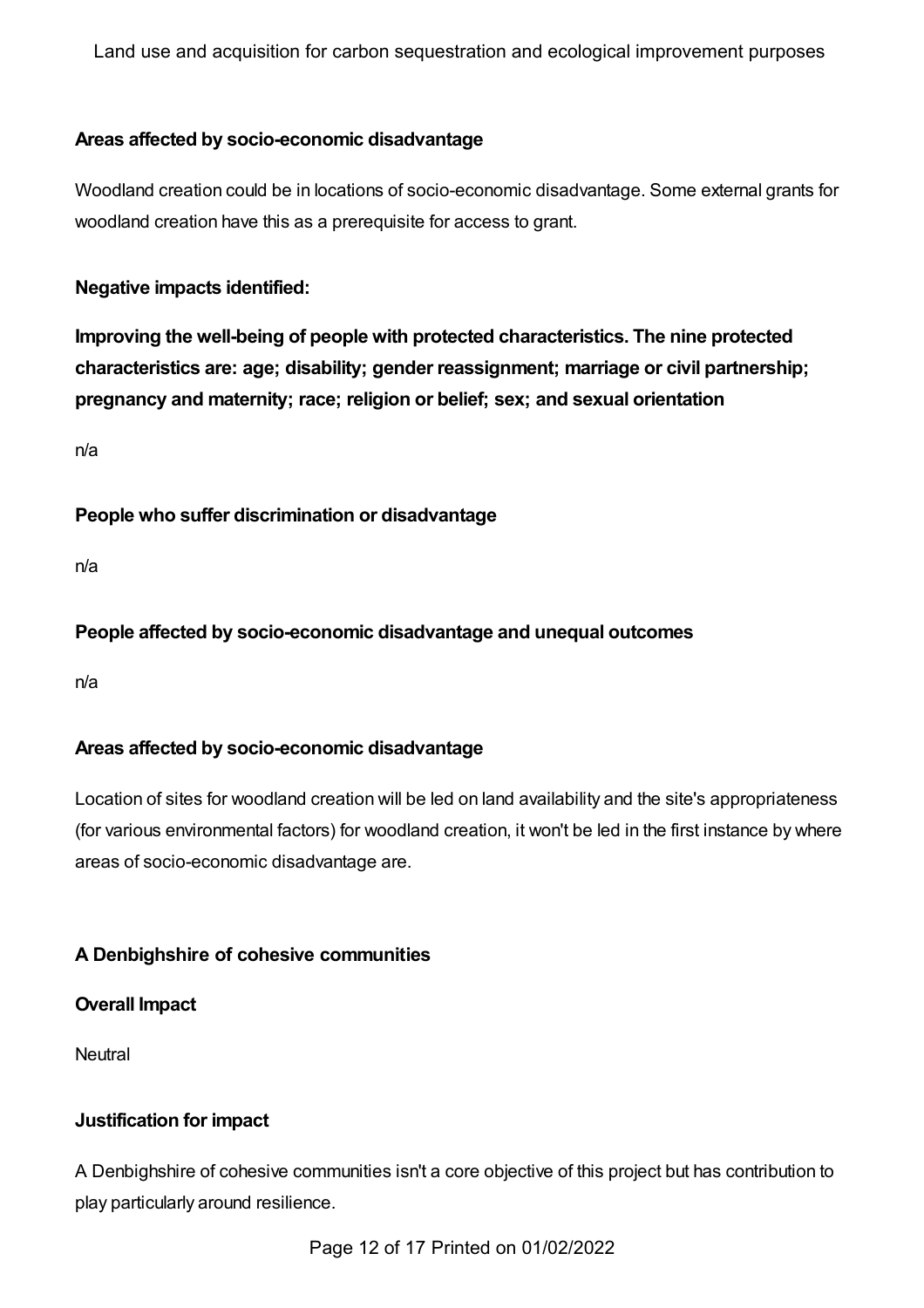**Areas affected by socio-economic disadvantage**

Woodland creation could be in locations of socio-economic disadvantage. Some external grants for woodland creation have this as a prerequisite for access to grant.

**Negative impacts identified:**

**Improving the well-being of people with protected characteristics. The nine protected characteristics are: age; disability; gender reassignment; marriage or civil partnership; pregnancy and maternity; race; religion or belief; sex; and sexual orientation**

n/a

**People who suffer discrimination or disadvantage**

n/a

**People affected by socio-economic disadvantage and unequal outcomes**

n/a

**Areas affected by socio-economic disadvantage**

Location of sites for woodland creation will be led on land availability and the site's appropriateness (for various environmental factors) for woodland creation, it won't be led in the first instance by where areas of socio-economic disadvantage are.

**A Denbighshire of cohesive communities**

**Overall Impact**

Neutral

**Justification for impact**

A Denbighshire of cohesive communities isn't a core objective of this project but has contribution to play particularly around resilience.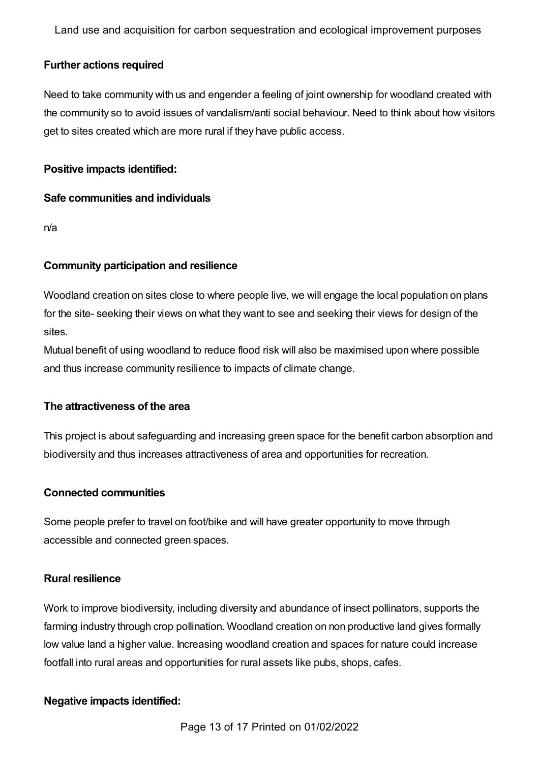**Further actions required**

Need to take community with us and engender a feeling of joint ownership for woodland created with the community so to avoid issues of vandalism/anti social behaviour. Need to think about how visitors get to sites created which are more rural if they have public access.

**Positive impacts identified:**

**Safe communities and individuals**

n/a

**Community participation and resilience**

Woodland creation on sites close to where people live, we will engage the local population on plans for the site- seeking their views on what they want to see and seeking their views for design of the sites.
Mutual benefit of using woodland to reduce flood risk will also be maximised upon where possible and thus increase community resilience to impacts of climate change.

**The attractiveness of the area**

This project is about safeguarding and increasing green space for the benefit carbon absorption and biodiversity and thus increases attractiveness of area and opportunities for recreation.

**Connected communities**

Some people prefer to travel on foot/bike and will have greater opportunity to move through accessible and connected green spaces.

**Rural resilience**

Work to improve biodiversity, including diversity and abundance of insect pollinators, supports the farming industry through crop pollination. Woodland creation on non productive land gives formally low value land a higher value. Increasing woodland creation and spaces for nature could increase footfall into rural areas and opportunities for rural assets like pubs, shops, cafes.

**Negative impacts identified:**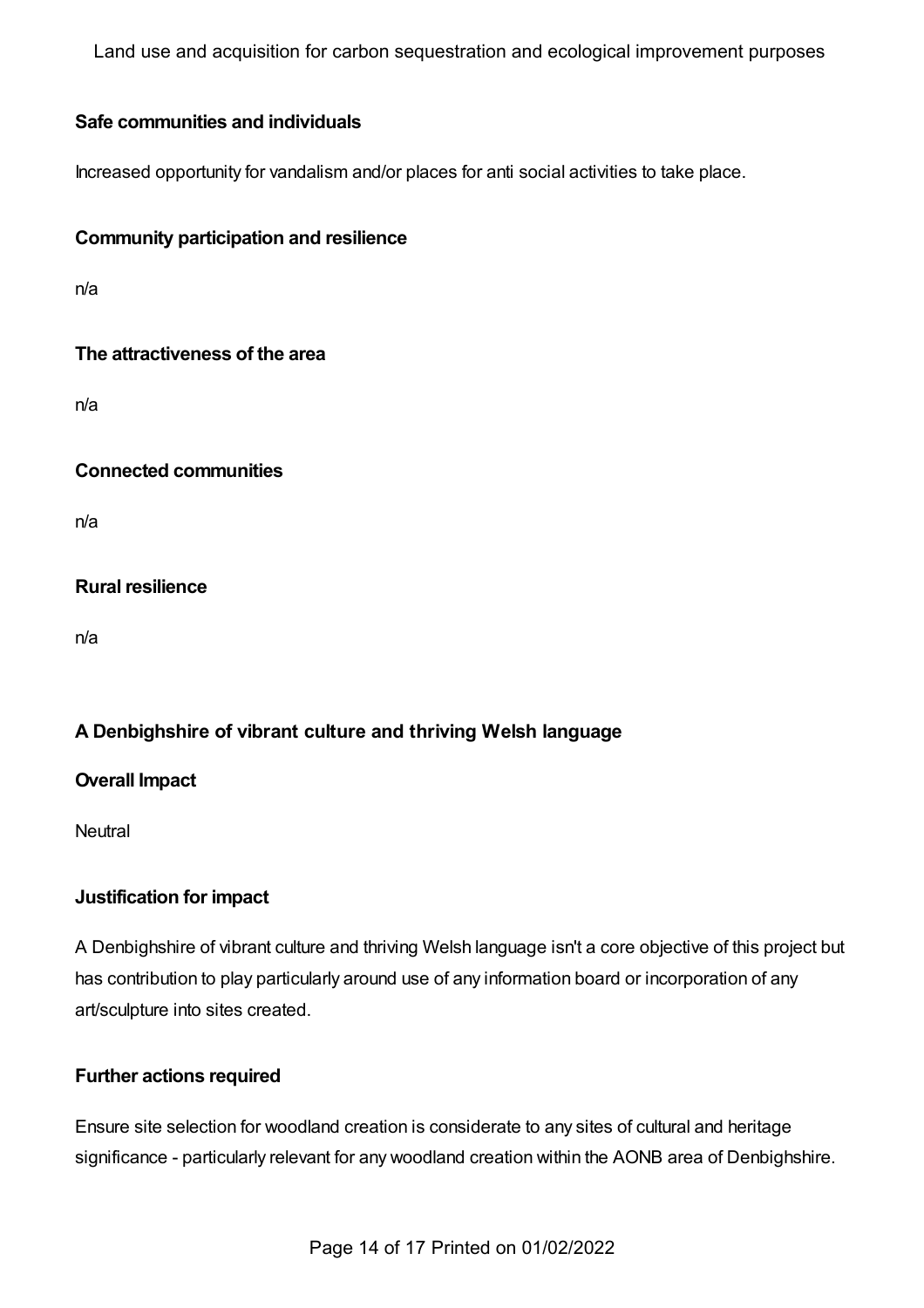### Safe communities and individuals

Increased opportunity for vandalism and/or places for anti social activities to take place.

### Community participation and resilience

n/a

### The attractiveness of the area

n/a

### Connected communities

n/a

### Rural resilience

n/a

## A Denbighshire of vibrant culture and thriving Welsh language

### Overall Impact

Neutral

### Justification for impact

A Denbighshire of vibrant culture and thriving Welsh language isn't a core objective of this project but has contribution to play particularly around use of any information board or incorporation of any art/sculpture into sites created.

### Further actions required

Ensure site selection for woodland creation is considerate to any sites of cultural and heritage significance - particularly relevant for any woodland creation within the AONB area of Denbighshire.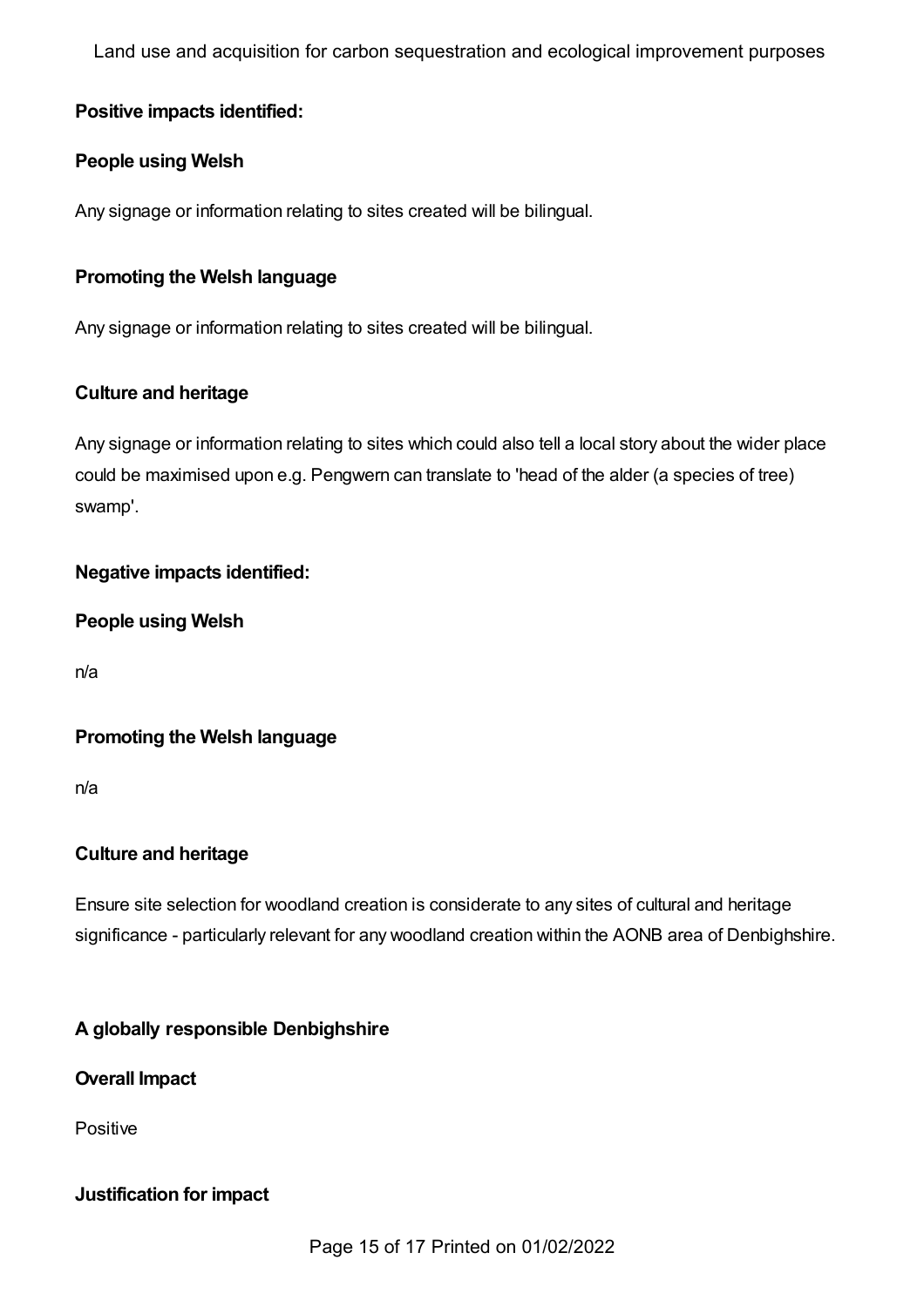**Positive impacts identified:**

**People using Welsh**

Any signage or information relating to sites created will be bilingual.

**Promoting the Welsh language**

Any signage or information relating to sites created will be bilingual.

**Culture and heritage**

Any signage or information relating to sites which could also tell a local story about the wider place could be maximised upon e.g. Pengwern can translate to 'head of the alder (a species of tree) swamp'.

**Negative impacts identified:**

**People using Welsh**

n/a

**Promoting the Welsh language**

n/a

**Culture and heritage**

Ensure site selection for woodland creation is considerate to any sites of cultural and heritage significance - particularly relevant for any woodland creation within the AONB area of Denbighshire.

**A globally responsible Denbighshire**

**Overall Impact**

Positive

**Justification for impact**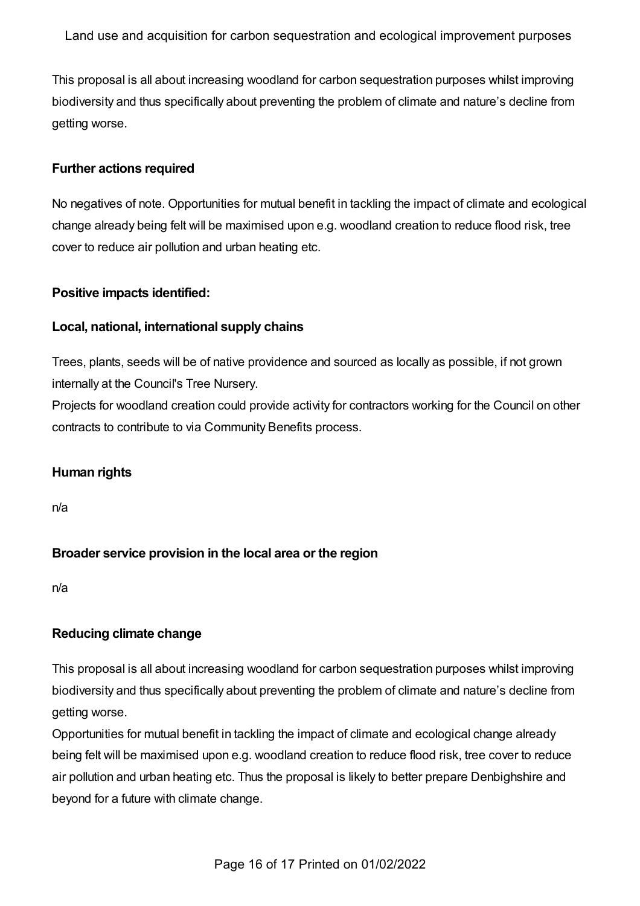This proposal is all about increasing woodland for carbon sequestration purposes whilst improving biodiversity and thus specifically about preventing the problem of climate and nature's decline from getting worse.

**Further actions required**

No negatives of note. Opportunities for mutual benefit in tackling the impact of climate and ecological change already being felt will be maximised upon e.g. woodland creation to reduce flood risk, tree cover to reduce air pollution and urban heating etc.

**Positive impacts identified:**

**Local, national, international supply chains**

Trees, plants, seeds will be of native providence and sourced as locally as possible, if not grown internally at the Council's Tree Nursery.
Projects for woodland creation could provide activity for contractors working for the Council on other contracts to contribute to via Community Benefits process.

**Human rights**

n/a

**Broader service provision in the local area or the region**

n/a

**Reducing climate change**

This proposal is all about increasing woodland for carbon sequestration purposes whilst improving biodiversity and thus specifically about preventing the problem of climate and nature's decline from getting worse.
Opportunities for mutual benefit in tackling the impact of climate and ecological change already being felt will be maximised upon e.g. woodland creation to reduce flood risk, tree cover to reduce air pollution and urban heating etc. Thus the proposal is likely to better prepare Denbighshire and beyond for a future with climate change.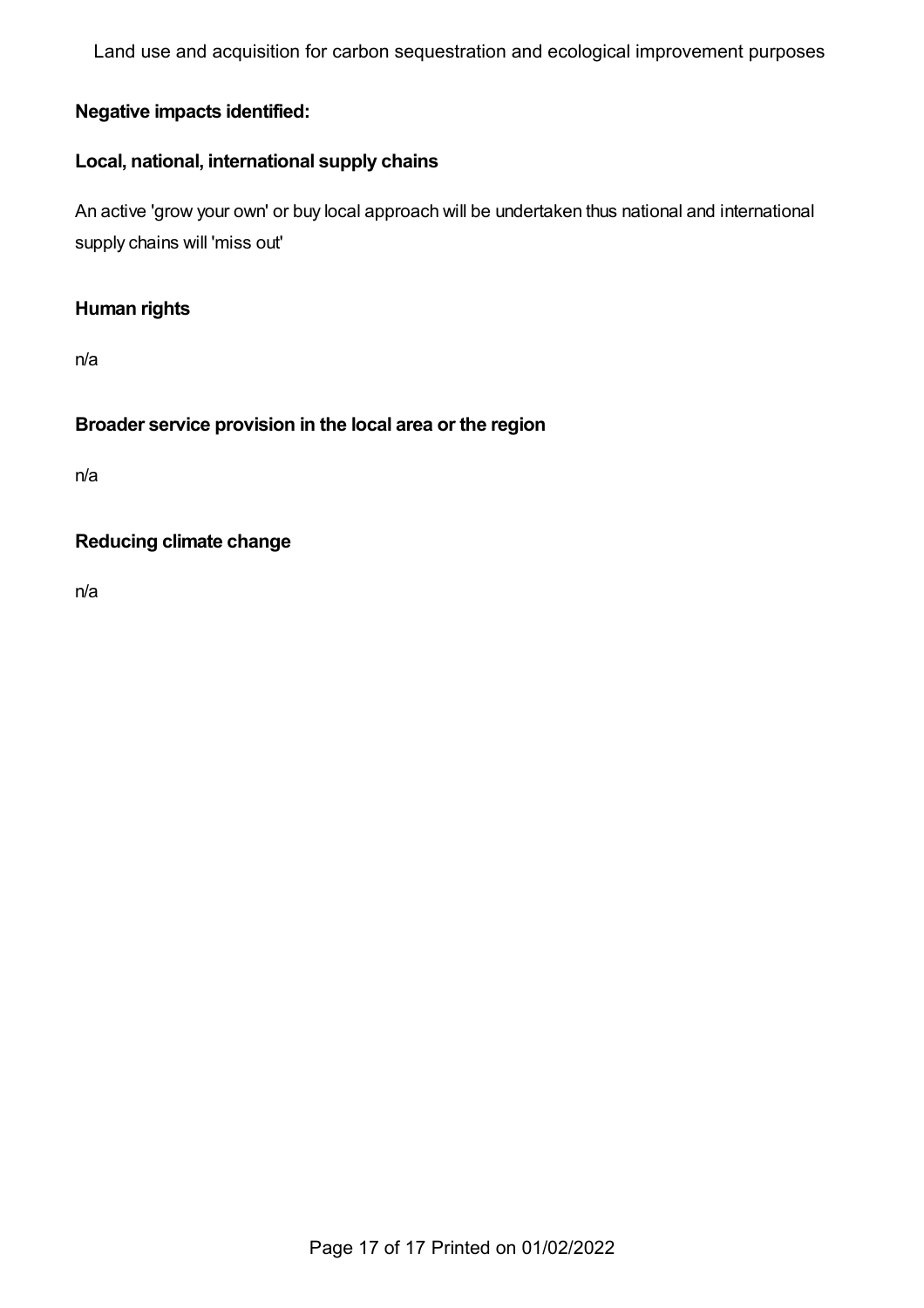**Negative impacts identified:**

**Local, national, international supply chains**

An active 'grow your own' or buy local approach will be undertaken thus national and international supply chains will 'miss out'

**Human rights**

n/a

**Broader service provision in the local area or the region**

n/a

**Reducing climate change**

n/a